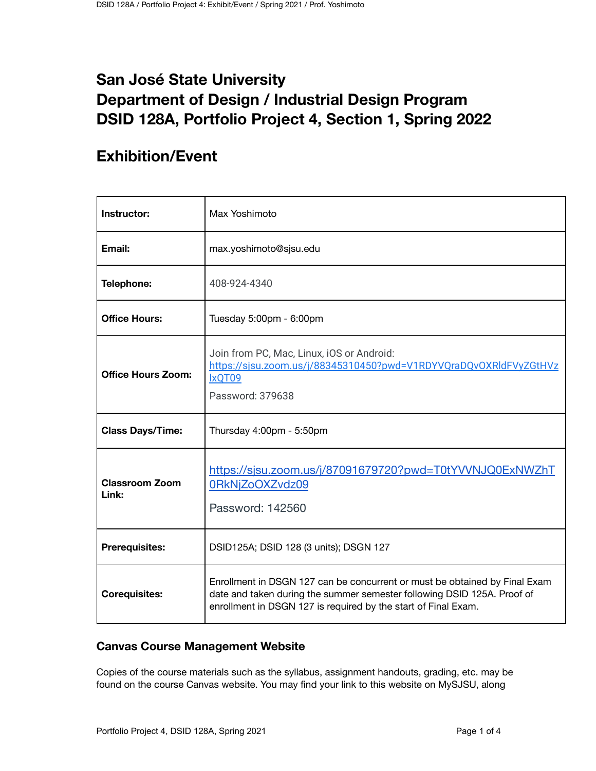# San José State University
# Department of Design / Industrial Design Program
# DSID 128A, Portfolio Project 4, Section 1, Spring 2022

## Exhibition/Event

| | |
|---|---|
| **Instructor:** | Max Yoshimoto |
| **Email:** | max.yoshimoto@sjsu.edu |
| **Telephone:** | 408-924-4340 |
| **Office Hours:** | Tuesday 5:00pm - 6:00pm |
| **Office Hours Zoom:** | Join from PC, Mac, Linux, iOS or Android: [https://sjsu.zoom.us/j/88345310450?pwd=V1RDYVQraDQvOXRldFVyZGtHVzlxQT09](https://sjsu.zoom.us/j/88345310450?pwd=V1RDYVQraDQvOXRldFVyZGtHVzlxQT09) Password: 379638 |
| **Class Days/Time:** | Thursday 4:00pm - 5:50pm |
| **Classroom Zoom Link:** | [https://sjsu.zoom.us/j/87091679720?pwd=T0tYVVNJQ0ExNWZhT0RkNjZoOXZvdz09](https://sjsu.zoom.us/j/87091679720?pwd=T0tYVVNJQ0ExNWZhT0RkNjZoOXZvdz09) Password: 142560 |
| **Prerequisites:** | DSID125A; DSID 128 (3 units); DSGN 127 |
| **Corequisites:** | Enrollment in DSGN 127 can be concurrent or must be obtained by Final Exam date and taken during the summer semester following DSID 125A. Proof of enrollment in DSGN 127 is required by the start of Final Exam. |

### Canvas Course Management Website

Copies of the course materials such as the syllabus, assignment handouts, grading, etc. may be found on the course Canvas website. You may find your link to this website on MySJSU, along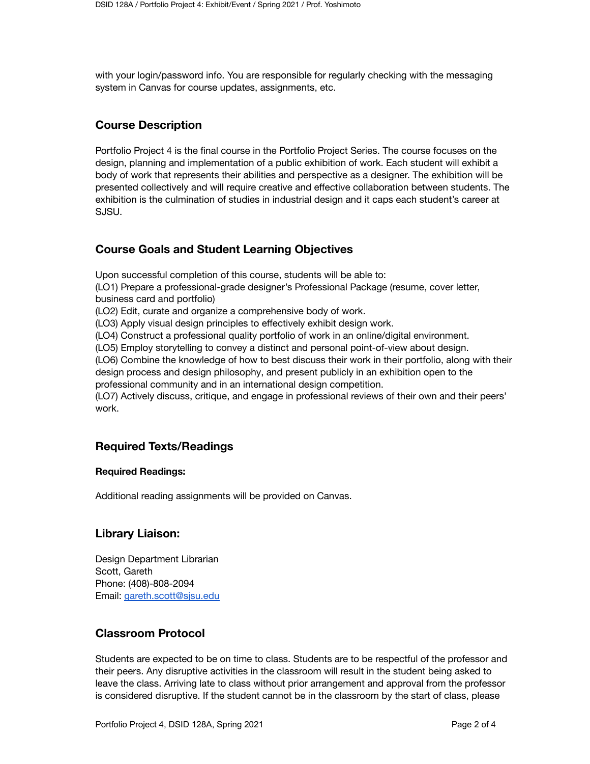with your login/password info. You are responsible for regularly checking with the messaging system in Canvas for course updates, assignments, etc.

## Course Description

Portfolio Project 4 is the final course in the Portfolio Project Series. The course focuses on the design, planning and implementation of a public exhibition of work. Each student will exhibit a body of work that represents their abilities and perspective as a designer. The exhibition will be presented collectively and will require creative and effective collaboration between students. The exhibition is the culmination of studies in industrial design and it caps each student's career at SJSU.

## Course Goals and Student Learning Objectives

Upon successful completion of this course, students will be able to:
(LO1) Prepare a professional-grade designer's Professional Package (resume, cover letter, business card and portfolio)
(LO2) Edit, curate and organize a comprehensive body of work.
(LO3) Apply visual design principles to effectively exhibit design work.
(LO4) Construct a professional quality portfolio of work in an online/digital environment.
(LO5) Employ storytelling to convey a distinct and personal point-of-view about design.
(LO6) Combine the knowledge of how to best discuss their work in their portfolio, along with their design process and design philosophy, and present publicly in an exhibition open to the professional community and in an international design competition.
(LO7) Actively discuss, critique, and engage in professional reviews of their own and their peers' work.

## Required Texts/Readings

**Required Readings:**

Additional reading assignments will be provided on Canvas.

## Library Liaison:

Design Department Librarian
Scott, Gareth
Phone: (408)-808-2094
Email: [gareth.scott@sjsu.edu](mailto:gareth.scott@sjsu.edu)

## Classroom Protocol

Students are expected to be on time to class. Students are to be respectful of the professor and their peers. Any disruptive activities in the classroom will result in the student being asked to leave the class. Arriving late to class without prior arrangement and approval from the professor is considered disruptive. If the student cannot be in the classroom by the start of class, please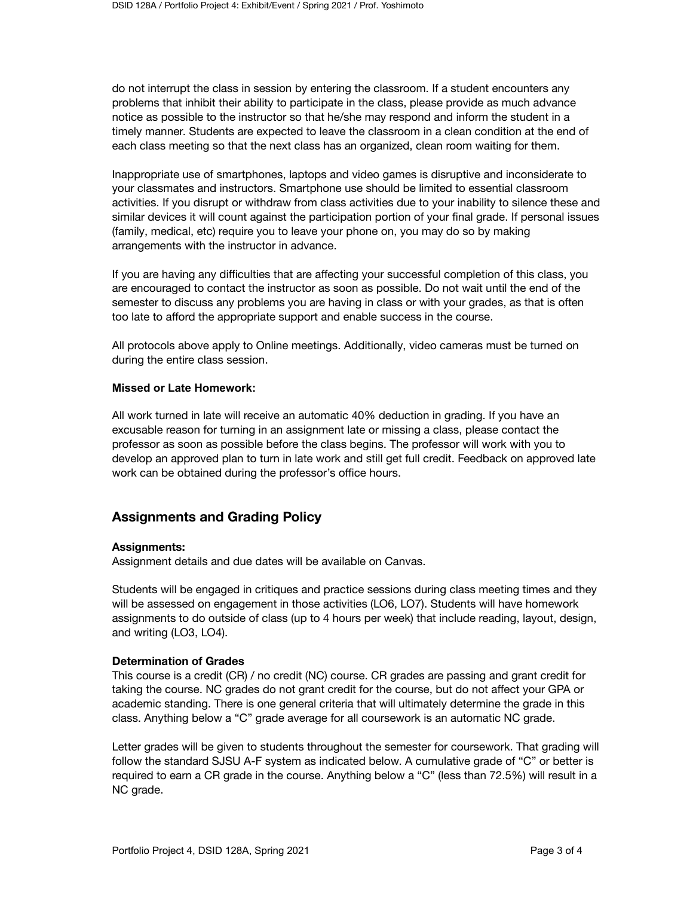do not interrupt the class in session by entering the classroom. If a student encounters any problems that inhibit their ability to participate in the class, please provide as much advance notice as possible to the instructor so that he/she may respond and inform the student in a timely manner. Students are expected to leave the classroom in a clean condition at the end of each class meeting so that the next class has an organized, clean room waiting for them.

Inappropriate use of smartphones, laptops and video games is disruptive and inconsiderate to your classmates and instructors. Smartphone use should be limited to essential classroom activities. If you disrupt or withdraw from class activities due to your inability to silence these and similar devices it will count against the participation portion of your final grade. If personal issues (family, medical, etc) require you to leave your phone on, you may do so by making arrangements with the instructor in advance.

If you are having any difficulties that are affecting your successful completion of this class, you are encouraged to contact the instructor as soon as possible. Do not wait until the end of the semester to discuss any problems you are having in class or with your grades, as that is often too late to afford the appropriate support and enable success in the course.

All protocols above apply to Online meetings. Additionally, video cameras must be turned on during the entire class session.

**Missed or Late Homework:**

All work turned in late will receive an automatic 40% deduction in grading. If you have an excusable reason for turning in an assignment late or missing a class, please contact the professor as soon as possible before the class begins. The professor will work with you to develop an approved plan to turn in late work and still get full credit. Feedback on approved late work can be obtained during the professor's office hours.

## Assignments and Grading Policy

**Assignments:**
Assignment details and due dates will be available on Canvas.

Students will be engaged in critiques and practice sessions during class meeting times and they will be assessed on engagement in those activities (LO6, LO7). Students will have homework assignments to do outside of class (up to 4 hours per week) that include reading, layout, design, and writing (LO3, LO4).

**Determination of Grades**
This course is a credit (CR) / no credit (NC) course. CR grades are passing and grant credit for taking the course. NC grades do not grant credit for the course, but do not affect your GPA or academic standing. There is one general criteria that will ultimately determine the grade in this class. Anything below a "C" grade average for all coursework is an automatic NC grade.

Letter grades will be given to students throughout the semester for coursework. That grading will follow the standard SJSU A-F system as indicated below. A cumulative grade of "C" or better is required to earn a CR grade in the course. Anything below a "C" (less than 72.5%) will result in a NC grade.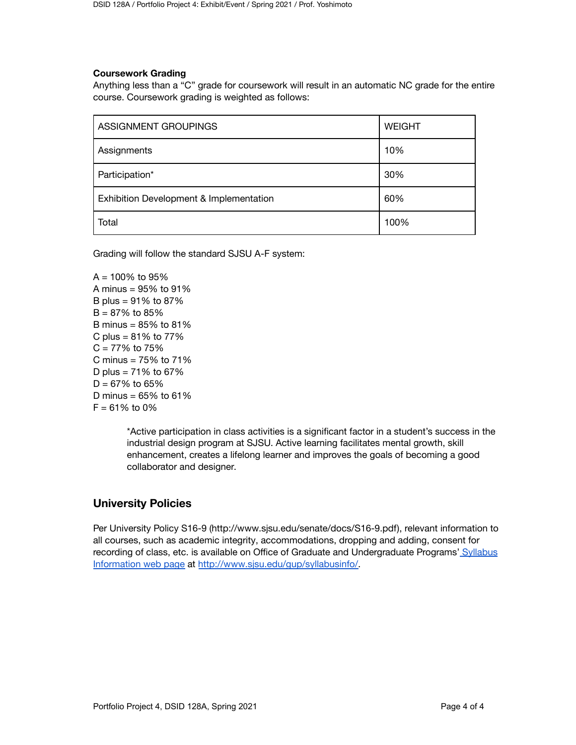**Coursework Grading**

Anything less than a "C" grade for coursework will result in an automatic NC grade for the entire course. Coursework grading is weighted as follows:

| ASSIGNMENT GROUPINGS | WEIGHT |
|---|---|
| Assignments | 10% |
| Participation* | 30% |
| Exhibition Development & Implementation | 60% |
| Total | 100% |

Grading will follow the standard SJSU A-F system:

A = 100% to 95%
A minus = 95% to 91%
B plus = 91% to 87%
B = 87% to 85%
B minus = 85% to 81%
C plus = 81% to 77%
C = 77% to 75%
C minus = 75% to 71%
D plus = 71% to 67%
D = 67% to 65%
D minus = 65% to 61%
F = 61% to 0%

> *Active participation in class activities is a significant factor in a student's success in the industrial design program at SJSU. Active learning facilitates mental growth, skill enhancement, creates a lifelong learner and improves the goals of becoming a good collaborator and designer.

## University Policies

Per University Policy S16-9 (http://www.sjsu.edu/senate/docs/S16-9.pdf), relevant information to all courses, such as academic integrity, accommodations, dropping and adding, consent for recording of class, etc. is available on Office of Graduate and Undergraduate Programs' [Syllabus Information web page](http://www.sjsu.edu/gup/syllabusinfo/) at http://www.sjsu.edu/gup/syllabusinfo/.